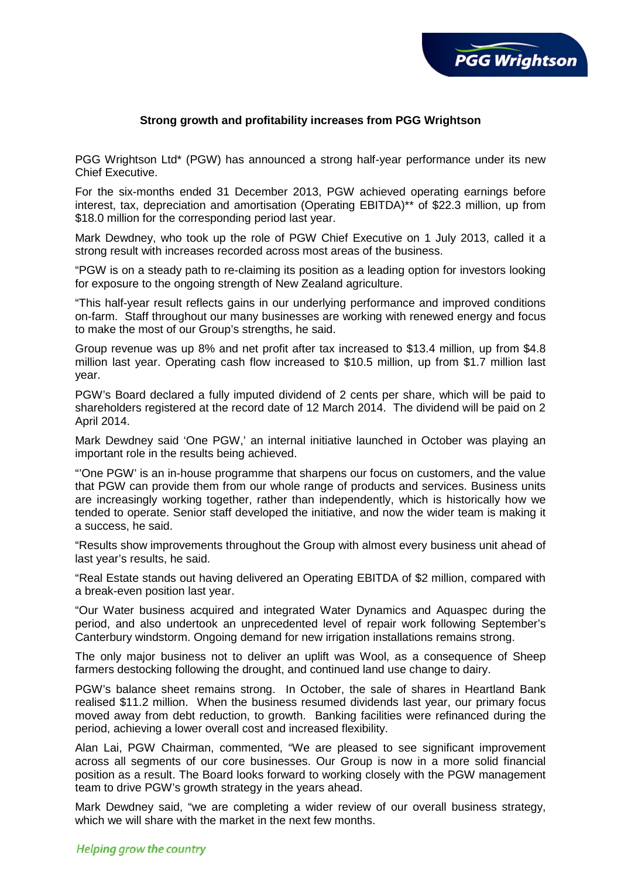**Strong growth and profitability increases from PGG Wrightson**

PGG Wrightson Ltd* (PGW) has announced a strong half-year performance under its new Chief Executive.

For the six-months ended 31 December 2013, PGW achieved operating earnings before interest, tax, depreciation and amortisation (Operating EBITDA)** of $22.3 million, up from $18.0 million for the corresponding period last year.

Mark Dewdney, who took up the role of PGW Chief Executive on 1 July 2013, called it a strong result with increases recorded across most areas of the business.

"PGW is on a steady path to re-claiming its position as a leading option for investors looking for exposure to the ongoing strength of New Zealand agriculture.

"This half-year result reflects gains in our underlying performance and improved conditions on-farm. Staff throughout our many businesses are working with renewed energy and focus to make the most of our Group's strengths, he said.

Group revenue was up 8% and net profit after tax increased to $13.4 million, up from $4.8 million last year. Operating cash flow increased to $10.5 million, up from $1.7 million last year.

PGW's Board declared a fully imputed dividend of 2 cents per share, which will be paid to shareholders registered at the record date of 12 March 2014. The dividend will be paid on 2 April 2014.

Mark Dewdney said 'One PGW,' an internal initiative launched in October was playing an important role in the results being achieved.

"'One PGW' is an in-house programme that sharpens our focus on customers, and the value that PGW can provide them from our whole range of products and services. Business units are increasingly working together, rather than independently, which is historically how we tended to operate. Senior staff developed the initiative, and now the wider team is making it a success, he said.

"Results show improvements throughout the Group with almost every business unit ahead of last year's results, he said.

"Real Estate stands out having delivered an Operating EBITDA of $2 million, compared with a break-even position last year.

"Our Water business acquired and integrated Water Dynamics and Aquaspec during the period, and also undertook an unprecedented level of repair work following September's Canterbury windstorm. Ongoing demand for new irrigation installations remains strong.

The only major business not to deliver an uplift was Wool, as a consequence of Sheep farmers destocking following the drought, and continued land use change to dairy.

PGW's balance sheet remains strong. In October, the sale of shares in Heartland Bank realised $11.2 million. When the business resumed dividends last year, our primary focus moved away from debt reduction, to growth. Banking facilities were refinanced during the period, achieving a lower overall cost and increased flexibility.

Alan Lai, PGW Chairman, commented, "We are pleased to see significant improvement across all segments of our core businesses. Our Group is now in a more solid financial position as a result. The Board looks forward to working closely with the PGW management team to drive PGW's growth strategy in the years ahead.

Mark Dewdney said, "we are completing a wider review of our overall business strategy, which we will share with the market in the next few months.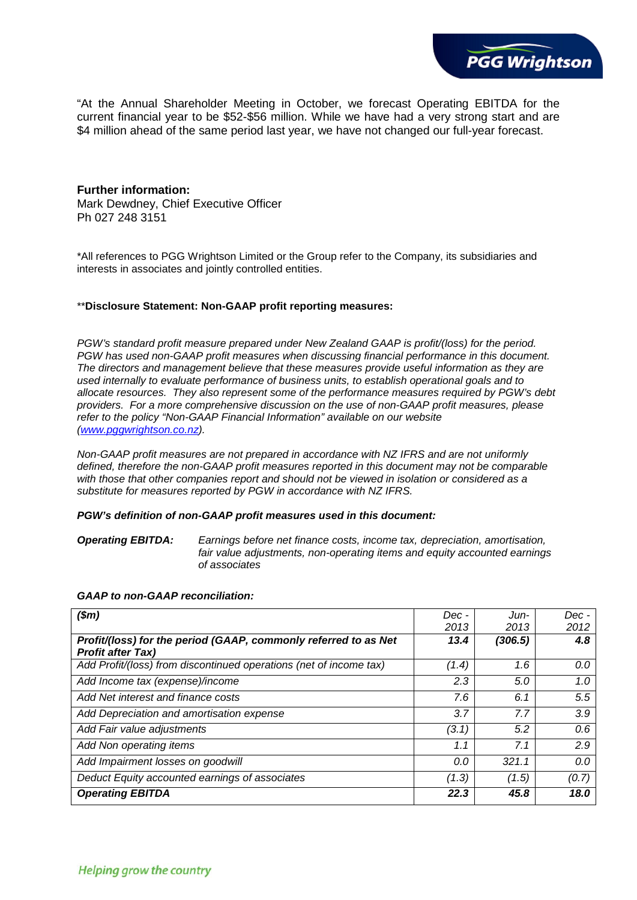"At the Annual Shareholder Meeting in October, we forecast Operating EBITDA for the current financial year to be $52-$56 million. While we have had a very strong start and are $4 million ahead of the same period last year, we have not changed our full-year forecast.

**Further information:**
Mark Dewdney, Chief Executive Officer
Ph 027 248 3151

*All references to PGG Wrightson Limited or the Group refer to the Company, its subsidiaries and interests in associates and jointly controlled entities.

**Disclosure Statement: Non-GAAP profit reporting measures:**

*PGW's standard profit measure prepared under New Zealand GAAP is profit/(loss) for the period. PGW has used non-GAAP profit measures when discussing financial performance in this document. The directors and management believe that these measures provide useful information as they are used internally to evaluate performance of business units, to establish operational goals and to allocate resources. They also represent some of the performance measures required by PGW's debt providers. For a more comprehensive discussion on the use of non-GAAP profit measures, please refer to the policy "Non-GAAP Financial Information" available on our website (www.pggwrightson.co.nz).*

*Non-GAAP profit measures are not prepared in accordance with NZ IFRS and are not uniformly defined, therefore the non-GAAP profit measures reported in this document may not be comparable with those that other companies report and should not be viewed in isolation or considered as a substitute for measures reported by PGW in accordance with NZ IFRS.*

***PGW's definition of non-GAAP profit measures used in this document:***

***Operating EBITDA:*** *Earnings before net finance costs, income tax, depreciation, amortisation, fair value adjustments, non-operating items and equity accounted earnings of associates*

***GAAP to non-GAAP reconciliation:***

| ***($m)*** | *Dec - 2013* | *Jun-2013* | *Dec - 2012* |
|---|---|---|---|
| ***Profit/(loss) for the period (GAAP, commonly referred to as Net Profit after Tax)*** | ***13.4*** | ***(306.5)*** | ***4.8*** |
| *Add Profit/(loss) from discontinued operations (net of income tax)* | *(1.4)* | *1.6* | *0.0* |
| *Add Income tax (expense)/income* | *2.3* | *5.0* | *1.0* |
| *Add Net interest and finance costs* | *7.6* | *6.1* | *5.5* |
| *Add Depreciation and amortisation expense* | *3.7* | *7.7* | *3.9* |
| *Add Fair value adjustments* | *(3.1)* | *5.2* | *0.6* |
| *Add Non operating items* | *1.1* | *7.1* | *2.9* |
| *Add Impairment losses on goodwill* | *0.0* | *321.1* | *0.0* |
| *Deduct Equity accounted earnings of associates* | *(1.3)* | *(1.5)* | *(0.7)* |
| ***Operating EBITDA*** | ***22.3*** | ***45.8*** | ***18.0*** |